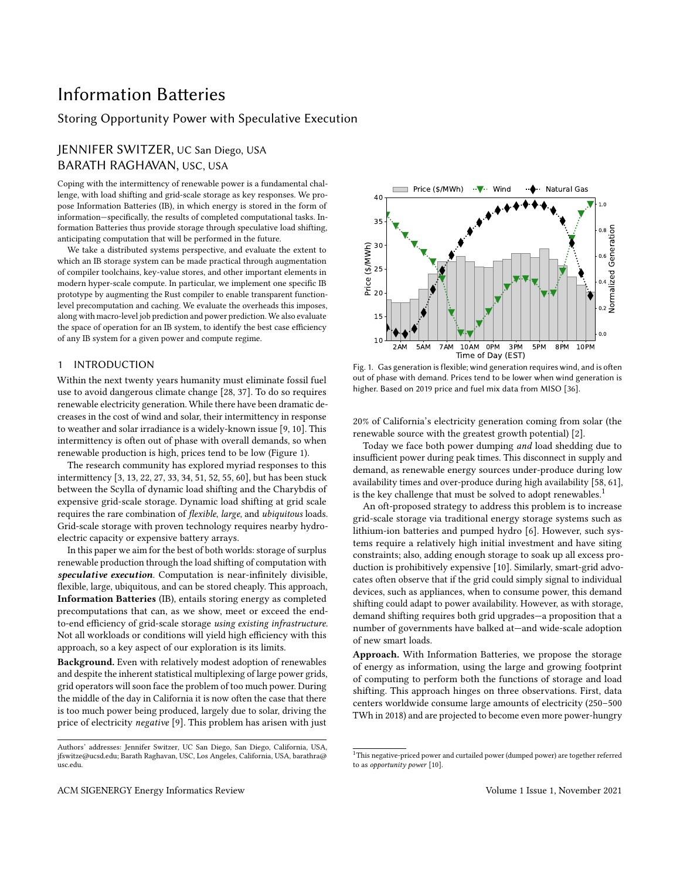# Information Batteries

## Storing Opportunity Power with Speculative Execution

JENNIFER SWITZER, UC San Diego, USA
BARATH RAGHAVAN, USC, USA

Coping with the intermittency of renewable power is a fundamental challenge, with load shifting and grid-scale storage as key responses. We propose Information Batteries (IB), in which energy is stored in the form of information—specifically, the results of completed computational tasks. Information Batteries thus provide storage through speculative load shifting, anticipating computation that will be performed in the future.

We take a distributed systems perspective, and evaluate the extent to which an IB storage system can be made practical through augmentation of compiler toolchains, key-value stores, and other important elements in modern hyper-scale compute. In particular, we implement one specific IB prototype by augmenting the Rust compiler to enable transparent function-level precomputation and caching. We evaluate the overheads this imposes, along with macro-level job prediction and power prediction. We also evaluate the space of operation for an IB system, to identify the best case efficiency of any IB system for a given power and compute regime.

## 1 INTRODUCTION

Within the next twenty years humanity must eliminate fossil fuel use to avoid dangerous climate change [28, 37]. To do so requires renewable electricity generation. While there have been dramatic decreases in the cost of wind and solar, their intermittency in response to weather and solar irradiance is a widely-known issue [9, 10]. This intermittency is often out of phase with overall demands, so when renewable production is high, prices tend to be low (Figure 1).

The research community has explored myriad responses to this intermittency [3, 13, 22, 27, 33, 34, 51, 52, 55, 60], but has been stuck between the Scylla of dynamic load shifting and the Charybdis of expensive grid-scale storage. Dynamic load shifting at grid scale requires the rare combination of *flexible*, *large*, and *ubiquitous* loads. Grid-scale storage with proven technology requires nearby hydroelectric capacity or expensive battery arrays.

In this paper we aim for the best of both worlds: storage of surplus renewable production through the load shifting of computation with ***speculative execution***. Computation is near-infinitely divisible, flexible, large, ubiquitous, and can be stored cheaply. This approach, **Information Batteries** (IB), entails storing energy as completed precomputations that can, as we show, meet or exceed the end-to-end efficiency of grid-scale storage *using existing infrastructure*. Not all workloads or conditions will yield high efficiency with this approach, so a key aspect of our exploration is its limits.

**Background.** Even with relatively modest adoption of renewables and despite the inherent statistical multiplexing of large power grids, grid operators will soon face the problem of too much power. During the middle of the day in California it is now often the case that there is too much power being produced, largely due to solar, driving the price of electricity *negative* [9]. This problem has arisen with just 20% of California's electricity generation coming from solar (the renewable source with the greatest growth potential) [2].

Fig. 1. Gas generation is flexible; wind generation requires wind, and is often out of phase with demand. Prices tend to be lower when wind generation is higher. Based on 2019 price and fuel mix data from MISO [36].

Today we face both power dumping *and* load shedding due to insufficient power during peak times. This disconnect in supply and demand, as renewable energy sources under-produce during low availability times and over-produce during high availability [58, 61], is the key challenge that must be solved to adopt renewables.[1]

An oft-proposed strategy to address this problem is to increase grid-scale storage via traditional energy storage systems such as lithium-ion batteries and pumped hydro [6]. However, such systems require a relatively high initial investment and have siting constraints; also, adding enough storage to soak up all excess production is prohibitively expensive [10]. Similarly, smart-grid advocates often observe that if the grid could simply signal to individual devices, such as appliances, when to consume power, this demand shifting could adapt to power availability. However, as with storage, demand shifting requires both grid upgrades—a proposition that a number of governments have balked at—and wide-scale adoption of new smart loads.

**Approach.** With Information Batteries, we propose the storage of energy as information, using the large and growing footprint of computing to perform both the functions of storage and load shifting. This approach hinges on three observations. First, data centers worldwide consume large amounts of electricity (250–500 TWh in 2018) and are projected to become even more power-hungry

[1] This negative-priced power and curtailed power (dumped power) are together referred to as *opportunity power* [10].

Authors' addresses: Jennifer Switzer, UC San Diego, San Diego, California, USA, jfswitze@ucsd.edu; Barath Raghavan, USC, Los Angeles, California, USA, barathra@usc.edu.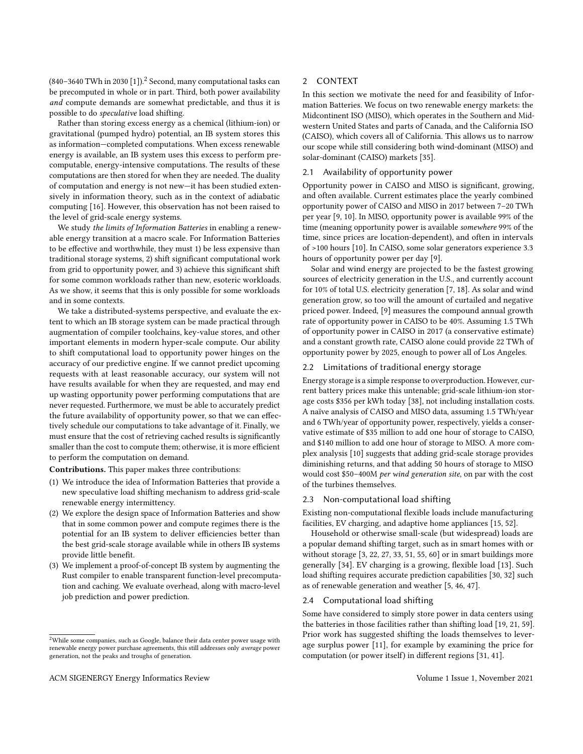(840–3640 TWh in 2030 [1]).[2] Second, many computational tasks can be precomputed in whole or in part. Third, both power availability *and* compute demands are somewhat predictable, and thus it is possible to do *speculative* load shifting.

Rather than storing excess energy as a chemical (lithium-ion) or gravitational (pumped hydro) potential, an IB system stores this as information—completed computations. When excess renewable energy is available, an IB system uses this excess to perform precomputable, energy-intensive computations. The results of these computations are then stored for when they are needed. The duality of computation and energy is not new—it has been studied extensively in information theory, such as in the context of adiabatic computing [16]. However, this observation has not been raised to the level of grid-scale energy systems.

We study *the limits of Information Batteries* in enabling a renewable energy transition at a macro scale. For Information Batteries to be effective and worthwhile, they must 1) be less expensive than traditional storage systems, 2) shift significant computational work from grid to opportunity power, and 3) achieve this significant shift for some common workloads rather than new, esoteric workloads. As we show, it seems that this is only possible for some workloads and in some contexts.

We take a distributed-systems perspective, and evaluate the extent to which an IB storage system can be made practical through augmentation of compiler toolchains, key-value stores, and other important elements in modern hyper-scale compute. Our ability to shift computational load to opportunity power hinges on the accuracy of our predictive engine. If we cannot predict upcoming requests with at least reasonable accuracy, our system will not have results available for when they are requested, and may end up wasting opportunity power performing computations that are never requested. Furthermore, we must be able to accurately predict the future availability of opportunity power, so that we can effectively schedule our computations to take advantage of it. Finally, we must ensure that the cost of retrieving cached results is significantly smaller than the cost to compute them; otherwise, it is more efficient to perform the computation on demand.

**Contributions.** This paper makes three contributions:

1. We introduce the idea of Information Batteries that provide a new speculative load shifting mechanism to address grid-scale renewable energy intermittency.
2. We explore the design space of Information Batteries and show that in some common power and compute regimes there is the potential for an IB system to deliver efficiencies better than the best grid-scale storage available while in others IB systems provide little benefit.
3. We implement a proof-of-concept IB system by augmenting the Rust compiler to enable transparent function-level precomputation and caching. We evaluate overhead, along with macro-level job prediction and power prediction.

[2] While some companies, such as Google, balance their data center power usage with renewable energy power purchase agreements, this still addresses only *average* power generation, not the peaks and troughs of generation.

## 2 CONTEXT

In this section we motivate the need for and feasibility of Information Batteries. We focus on two renewable energy markets: the Midcontinent ISO (MISO), which operates in the Southern and Midwestern United States and parts of Canada, and the California ISO (CAISO), which covers all of California. This allows us to narrow our scope while still considering both wind-dominant (MISO) and solar-dominant (CAISO) markets [35].

### 2.1 Availability of opportunity power

Opportunity power in CAISO and MISO is significant, growing, and often available. Current estimates place the yearly combined opportunity power of CAISO and MISO in 2017 between 7–20 TWh per year [9, 10]. In MISO, opportunity power is available 99% of the time (meaning opportunity power is available *somewhere* 99% of the time, since prices are location-dependent), and often in intervals of >100 hours [10]. In CAISO, some solar generators experience 3.3 hours of opportunity power per day [9].

Solar and wind energy are projected to be the fastest growing sources of electricity generation in the U.S., and currently account for 10% of total U.S. electricity generation [7, 18]. As solar and wind generation grow, so too will the amount of curtailed and negative priced power. Indeed, [9] measures the compound annual growth rate of opportunity power in CAISO to be 40%. Assuming 1.5 TWh of opportunity power in CAISO in 2017 (a conservative estimate) and a constant growth rate, CAISO alone could provide 22 TWh of opportunity power by 2025, enough to power all of Los Angeles.

### 2.2 Limitations of traditional energy storage

Energy storage is a simple response to overproduction. However, current battery prices make this untenable; grid-scale lithium-ion storage costs $356 per kWh today [38], not including installation costs. A naïve analysis of CAISO and MISO data, assuming 1.5 TWh/year and 6 TWh/year of opportunity power, respectively, yields a conservative estimate of $35 million to add one hour of storage to CAISO, and $140 million to add one hour of storage to MISO. A more complex analysis [10] suggests that adding grid-scale storage provides diminishing returns, and that adding 50 hours of storage to MISO would cost $50–400M *per wind generation site*, on par with the cost of the turbines themselves.

### 2.3 Non-computational load shifting

Existing non-computational flexible loads include manufacturing facilities, EV charging, and adaptive home appliances [15, 52].

Household or otherwise small-scale (but widespread) loads are a popular demand shifting target, such as in smart homes with or without storage [3, 22, 27, 33, 51, 55, 60] or in smart buildings more generally [34]. EV charging is a growing, flexible load [13]. Such load shifting requires accurate prediction capabilities [30, 32] such as of renewable generation and weather [5, 46, 47].

### 2.4 Computational load shifting

Some have considered to simply store power in data centers using the batteries in those facilities rather than shifting load [19, 21, 59]. Prior work has suggested shifting the loads themselves to leverage surplus power [11], for example by examining the price for computation (or power itself) in different regions [31, 41].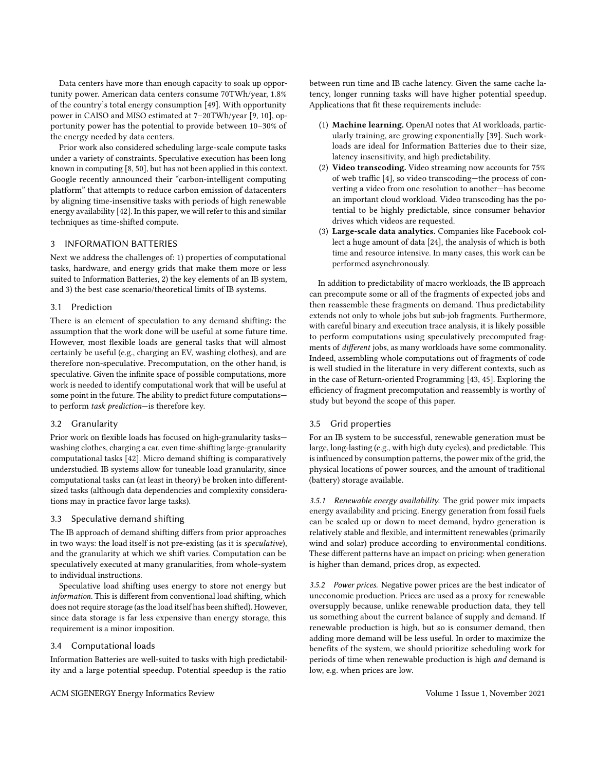Data centers have more than enough capacity to soak up opportunity power. American data centers consume 70TWh/year, 1.8% of the country's total energy consumption [49]. With opportunity power in CAISO and MISO estimated at 7–20TWh/year [9, 10], opportunity power has the potential to provide between 10–30% of the energy needed by data centers.

Prior work also considered scheduling large-scale compute tasks under a variety of constraints. Speculative execution has been long known in computing [8, 50], but has not been applied in this context. Google recently announced their "carbon-intelligent computing platform" that attempts to reduce carbon emission of datacenters by aligning time-insensitive tasks with periods of high renewable energy availability [42]. In this paper, we will refer to this and similar techniques as time-shifted compute.

## 3 INFORMATION BATTERIES

Next we address the challenges of: 1) properties of computational tasks, hardware, and energy grids that make them more or less suited to Information Batteries, 2) the key elements of an IB system, and 3) the best case scenario/theoretical limits of IB systems.

### 3.1 Prediction

There is an element of speculation to any demand shifting: the assumption that the work done will be useful at some future time. However, most flexible loads are general tasks that will almost certainly be useful (e.g., charging an EV, washing clothes), and are therefore non-speculative. Precomputation, on the other hand, is speculative. Given the infinite space of possible computations, more work is needed to identify computational work that will be useful at some point in the future. The ability to predict future computations—to perform *task prediction*—is therefore key.

### 3.2 Granularity

Prior work on flexible loads has focused on high-granularity tasks—washing clothes, charging a car, even time-shifting large-granularity computational tasks [42]. Micro demand shifting is comparatively understudied. IB systems allow for tuneable load granularity, since computational tasks can (at least in theory) be broken into different-sized tasks (although data dependencies and complexity considerations may in practice favor large tasks).

### 3.3 Speculative demand shifting

The IB approach of demand shifting differs from prior approaches in two ways: the load itself is not pre-existing (as it is *speculative*), and the granularity at which we shift varies. Computation can be speculatively executed at many granularities, from whole-system to individual instructions.

Speculative load shifting uses energy to store not energy but *information*. This is different from conventional load shifting, which does not require storage (as the load itself has been shifted). However, since data storage is far less expensive than energy storage, this requirement is a minor imposition.

### 3.4 Computational loads

Information Batteries are well-suited to tasks with high predictability and a large potential speedup. Potential speedup is the ratio between run time and IB cache latency. Given the same cache latency, longer running tasks will have higher potential speedup. Applications that fit these requirements include:

1. **Machine learning.** OpenAI notes that AI workloads, particularly training, are growing exponentially [39]. Such workloads are ideal for Information Batteries due to their size, latency insensitivity, and high predictability.
2. **Video transcoding.** Video streaming now accounts for 75% of web traffic [4], so video transcoding—the process of converting a video from one resolution to another—has become an important cloud workload. Video transcoding has the potential to be highly predictable, since consumer behavior drives which videos are requested.
3. **Large-scale data analytics.** Companies like Facebook collect a huge amount of data [24], the analysis of which is both time and resource intensive. In many cases, this work can be performed asynchronously.

In addition to predictability of macro workloads, the IB approach can precompute some or all of the fragments of expected jobs and then reassemble these fragments on demand. Thus predictability extends not only to whole jobs but sub-job fragments. Furthermore, with careful binary and execution trace analysis, it is likely possible to perform computations using speculatively precomputed fragments of *different* jobs, as many workloads have some commonality. Indeed, assembling whole computations out of fragments of code is well studied in the literature in very different contexts, such as in the case of Return-oriented Programming [43, 45]. Exploring the efficiency of fragment precomputation and reassembly is worthy of study but beyond the scope of this paper.

### 3.5 Grid properties

For an IB system to be successful, renewable generation must be large, long-lasting (e.g., with high duty cycles), and predictable. This is influenced by consumption patterns, the power mix of the grid, the physical locations of power sources, and the amount of traditional (battery) storage available.

*3.5.1 Renewable energy availability.* The grid power mix impacts energy availability and pricing. Energy generation from fossil fuels can be scaled up or down to meet demand, hydro generation is relatively stable and flexible, and intermittent renewables (primarily wind and solar) produce according to environmental conditions. These different patterns have an impact on pricing: when generation is higher than demand, prices drop, as expected.

*3.5.2 Power prices.* Negative power prices are the best indicator of uneconomic production. Prices are used as a proxy for renewable oversupply because, unlike renewable production data, they tell us something about the current balance of supply and demand. If renewable production is high, but so is consumer demand, then adding more demand will be less useful. In order to maximize the benefits of the system, we should prioritize scheduling work for periods of time when renewable production is high *and* demand is low, e.g. when prices are low.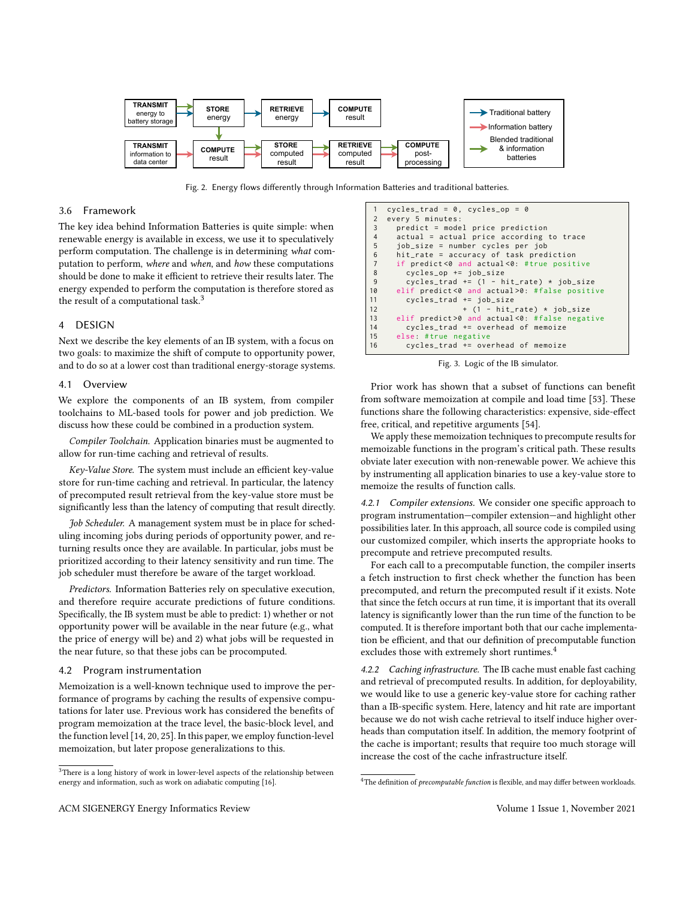Fig. 2. Energy flows differently through Information Batteries and traditional batteries.

### 3.6 Framework

The key idea behind Information Batteries is quite simple: when renewable energy is available in excess, we use it to speculatively perform computation. The challenge is in determining *what* computation to perform, *where* and *when*, and *how* these computations should be done to make it efficient to retrieve their results later. The energy expended to perform the computation is therefore stored as the result of a computational task.[3]

## 4 DESIGN

Next we describe the key elements of an IB system, with a focus on two goals: to maximize the shift of compute to opportunity power, and to do so at a lower cost than traditional energy-storage systems.

### 4.1 Overview

We explore the components of an IB system, from compiler toolchains to ML-based tools for power and job prediction. We discuss how these could be combined in a production system.

*Compiler Toolchain.* Application binaries must be augmented to allow for run-time caching and retrieval of results.

*Key-Value Store.* The system must include an efficient key-value store for run-time caching and retrieval. In particular, the latency of precomputed result retrieval from the key-value store must be significantly less than the latency of computing that result directly.

*Job Scheduler.* A management system must be in place for scheduling incoming jobs during periods of opportunity power, and returning results once they are available. In particular, jobs must be prioritized according to their latency sensitivity and run time. The job scheduler must therefore be aware of the target workload.

*Predictors.* Information Batteries rely on speculative execution, and therefore require accurate predictions of future conditions. Specifically, the IB system must be able to predict: 1) whether or not opportunity power will be available in the near future (e.g., what the price of energy will be) and 2) what jobs will be requested in the near future, so that these jobs can be procomputed.

### 4.2 Program instrumentation

Memoization is a well-known technique used to improve the performance of programs by caching the results of expensive computations for later use. Previous work has considered the benefits of program memoization at the trace level, the basic-block level, and the function level [14, 20, 25]. In this paper, we employ function-level memoization, but later propose generalizations to this.

```
1  cycles_trad = 0, cycles_op = 0
2  every 5 minutes:
3    predict = model price prediction
4    actual = actual price according to trace
5    job_size = number cycles per job
6    hit_rate = accuracy of task prediction
7    if predict<0 and actual<0: #true positive
8      cycles_op += job_size
9      cycles_trad += (1 - hit_rate) * job_size
10   elif predict<0 and actual>0: #false positive
11     cycles_trad += job_size
12                 + (1 - hit_rate) * job_size
13   elif predict>0 and actual<0: #false negative
14     cycles_trad += overhead of memoize
15   else: #true negative
16     cycles_trad += overhead of memoize
```

Fig. 3. Logic of the IB simulator.

Prior work has shown that a subset of functions can benefit from software memoization at compile and load time [53]. These functions share the following characteristics: expensive, side-effect free, critical, and repetitive arguments [54].

We apply these memoization techniques to precompute results for memoizable functions in the program's critical path. These results obviate later execution with non-renewable power. We achieve this by instrumenting all application binaries to use a key-value store to memoize the results of function calls.

*4.2.1 Compiler extensions.* We consider one specific approach to program instrumentation—compiler extension—and highlight other possibilities later. In this approach, all source code is compiled using our customized compiler, which inserts the appropriate hooks to precompute and retrieve precomputed results.

For each call to a precomputable function, the compiler inserts a fetch instruction to first check whether the function has been precomputed, and return the precomputed result if it exists. Note that since the fetch occurs at run time, it is important that its overall latency is significantly lower than the run time of the function to be computed. It is therefore important both that our cache implementation be efficient, and that our definition of precomputable function excludes those with extremely short runtimes.[4]

*4.2.2 Caching infrastructure.* The IB cache must enable fast caching and retrieval of precomputed results. In addition, for deployability, we would like to use a generic key-value store for caching rather than a IB-specific system. Here, latency and hit rate are important because we do not wish cache retrieval to itself induce higher overheads than computation itself. In addition, the memory footprint of the cache is important; results that require too much storage will increase the cost of the cache infrastructure itself.

---

[3] There is a long history of work in lower-level aspects of the relationship between energy and information, such as work on adiabatic computing [16].

[4] The definition of *precomputable function* is flexible, and may differ between workloads.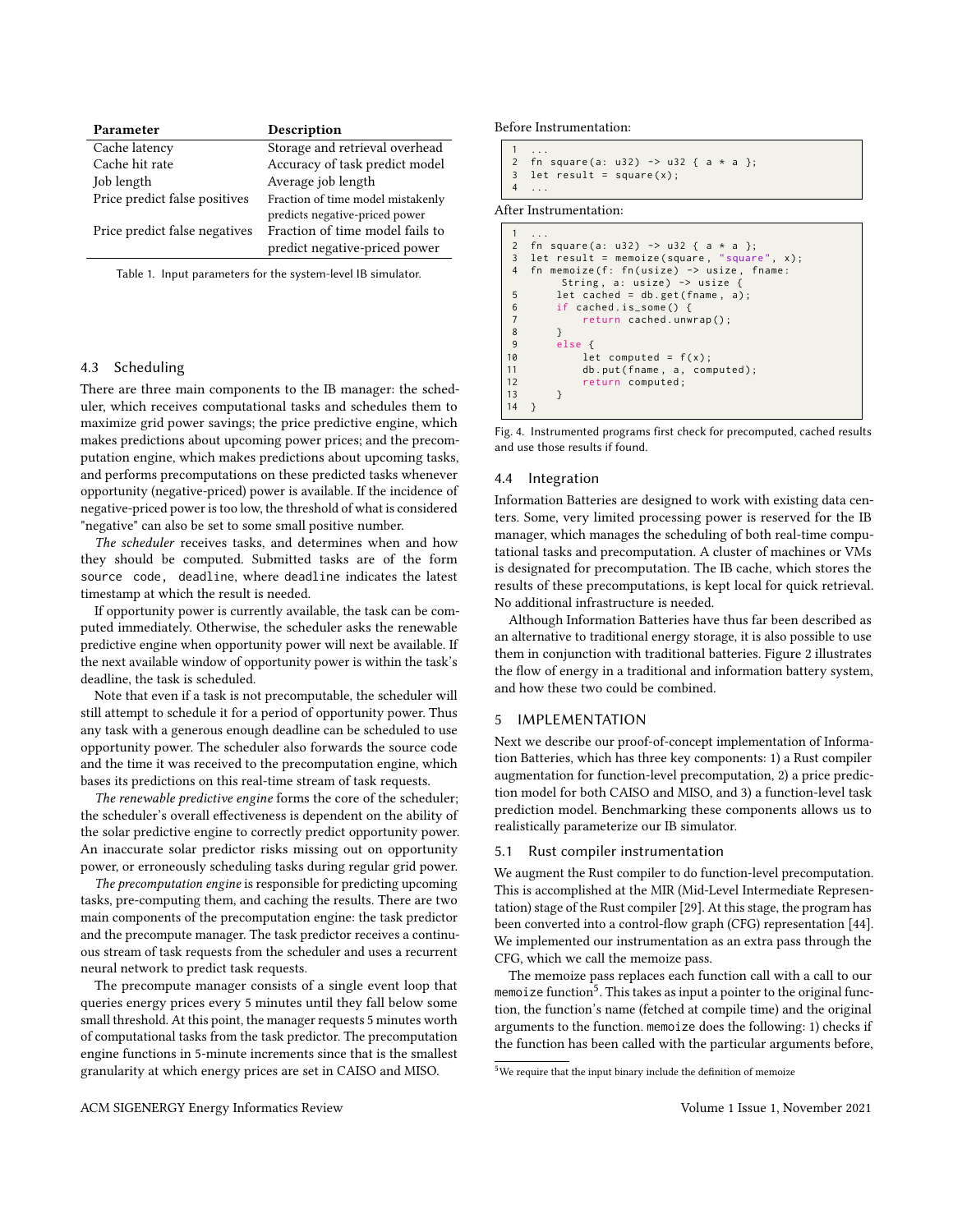| Parameter | Description |
|---|---|
| Cache latency | Storage and retrieval overhead |
| Cache hit rate | Accuracy of task predict model |
| Job length | Average job length |
| Price predict false positives | Fraction of time model mistakenly predicts negative-priced power |
| Price predict false negatives | Fraction of time model fails to predict negative-priced power |

Table 1. Input parameters for the system-level IB simulator.

### 4.3 Scheduling

There are three main components to the IB manager: the scheduler, which receives computational tasks and schedules them to maximize grid power savings; the price predictive engine, which makes predictions about upcoming power prices; and the precomputation engine, which makes predictions about upcoming tasks, and performs precomputations on these predicted tasks whenever opportunity (negative-priced) power is available. If the incidence of negative-priced power is too low, the threshold of what is considered "negative" can also be set to some small positive number.

*The scheduler* receives tasks, and determines when and how they should be computed. Submitted tasks are of the form `source code, deadline`, where `deadline` indicates the latest timestamp at which the result is needed.

If opportunity power is currently available, the task can be computed immediately. Otherwise, the scheduler asks the renewable predictive engine when opportunity power will next be available. If the next available window of opportunity power is within the task's deadline, the task is scheduled.

Note that even if a task is not precomputable, the scheduler will still attempt to schedule it for a period of opportunity power. Thus any task with a generous enough deadline can be scheduled to use opportunity power. The scheduler also forwards the source code and the time it was received to the precomputation engine, which bases its predictions on this real-time stream of task requests.

*The renewable predictive engine* forms the core of the scheduler; the scheduler's overall effectiveness is dependent on the ability of the solar predictive engine to correctly predict opportunity power. An inaccurate solar predictor risks missing out on opportunity power, or erroneously scheduling tasks during regular grid power.

*The precomputation engine* is responsible for predicting upcoming tasks, pre-computing them, and caching the results. There are two main components of the precomputation engine: the task predictor and the precompute manager. The task predictor receives a continuous stream of task requests from the scheduler and uses a recurrent neural network to predict task requests.

The precompute manager consists of a single event loop that queries energy prices every 5 minutes until they fall below some small threshold. At this point, the manager requests 5 minutes worth of computational tasks from the task predictor. The precomputation engine functions in 5-minute increments since that is the smallest granularity at which energy prices are set in CAISO and MISO.

Before Instrumentation:

```
1  ...
2  fn square(a: u32) -> u32 { a * a };
3  let result = square(x);
4  ...
```

After Instrumentation:

```
1  ...
2  fn square(a: u32) -> u32 { a * a };
3  let result = memoize(square, "square", x);
4  fn memoize(f: fn(usize) -> usize, fname:
        String, a: usize) -> usize {
5      let cached = db.get(fname, a);
6      if cached.is_some() {
7          return cached.unwrap();
8      }
9      else {
10         let computed = f(x);
11         db.put(fname, a, computed);
12         return computed;
13     }
14 }
```

Fig. 4. Instrumented programs first check for precomputed, cached results and use those results if found.

### 4.4 Integration

Information Batteries are designed to work with existing data centers. Some, very limited processing power is reserved for the IB manager, which manages the scheduling of both real-time computational tasks and precomputation. A cluster of machines or VMs is designated for precomputation. The IB cache, which stores the results of these precomputations, is kept local for quick retrieval. No additional infrastructure is needed.

Although Information Batteries have thus far been described as an alternative to traditional energy storage, it is also possible to use them in conjunction with traditional batteries. Figure 2 illustrates the flow of energy in a traditional and information battery system, and how these two could be combined.

## 5 IMPLEMENTATION

Next we describe our proof-of-concept implementation of Information Batteries, which has three key components: 1) a Rust compiler augmentation for function-level precomputation, 2) a price prediction model for both CAISO and MISO, and 3) a function-level task prediction model. Benchmarking these components allows us to realistically parameterize our IB simulator.

### 5.1 Rust compiler instrumentation

We augment the Rust compiler to do function-level precomputation. This is accomplished at the MIR (Mid-Level Intermediate Representation) stage of the Rust compiler [29]. At this stage, the program has been converted into a control-flow graph (CFG) representation [44]. We implemented our instrumentation as an extra pass through the CFG, which we call the memoize pass.

The memoize pass replaces each function call with a call to our `memoize` function[5]. This takes as input a pointer to the original function, the function's name (fetched at compile time) and the original arguments to the function. `memoize` does the following: 1) checks if the function has been called with the particular arguments before,

[5] We require that the input binary include the definition of memoize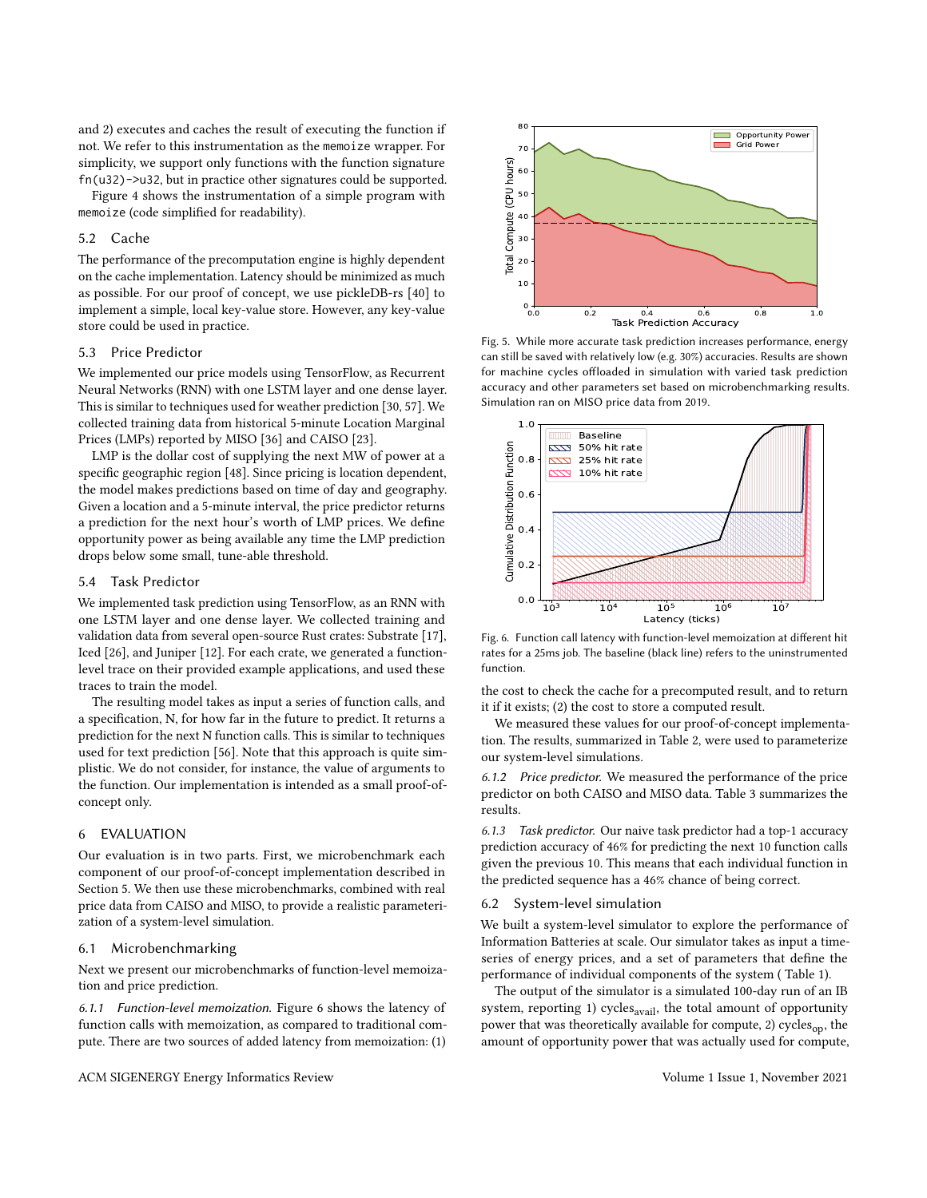and 2) executes and caches the result of executing the function if not. We refer to this instrumentation as the memoize wrapper. For simplicity, we support only functions with the function signature fn(u32)->u32, but in practice other signatures could be supported.

Figure 4 shows the instrumentation of a simple program with memoize (code simplified for readability).

### 5.2 Cache

The performance of the precomputation engine is highly dependent on the cache implementation. Latency should be minimized as much as possible. For our proof of concept, we use pickleDB-rs [40] to implement a simple, local key-value store. However, any key-value store could be used in practice.

### 5.3 Price Predictor

We implemented our price models using TensorFlow, as Recurrent Neural Networks (RNN) with one LSTM layer and one dense layer. This is similar to techniques used for weather prediction [30, 57]. We collected training data from historical 5-minute Location Marginal Prices (LMPs) reported by MISO [36] and CAISO [23].

LMP is the dollar cost of supplying the next MW of power at a specific geographic region [48]. Since pricing is location dependent, the model makes predictions based on time of day and geography. Given a location and a 5-minute interval, the price predictor returns a prediction for the next hour's worth of LMP prices. We define opportunity power as being available any time the LMP prediction drops below some small, tune-able threshold.

### 5.4 Task Predictor

We implemented task prediction using TensorFlow, as an RNN with one LSTM layer and one dense layer. We collected training and validation data from several open-source Rust crates: Substrate [17], Iced [26], and Juniper [12]. For each crate, we generated a function-level trace on their provided example applications, and used these traces to train the model.

The resulting model takes as input a series of function calls, and a specification, N, for how far in the future to predict. It returns a prediction for the next N function calls. This is similar to techniques used for text prediction [56]. Note that this approach is quite simplistic. We do not consider, for instance, the value of arguments to the function. Our implementation is intended as a small proof-of-concept only.

## 6 EVALUATION

Our evaluation is in two parts. First, we microbenchmark each component of our proof-of-concept implementation described in Section 5. We then use these microbenchmarks, combined with real price data from CAISO and MISO, to provide a realistic parameterization of a system-level simulation.

### 6.1 Microbenchmarking

Next we present our microbenchmarks of function-level memoization and price prediction.

*6.1.1 Function-level memoization.* Figure 6 shows the latency of function calls with memoization, as compared to traditional compute. There are two sources of added latency from memoization: (1) the cost to check the cache for a precomputed result, and to return it if it exists; (2) the cost to store a computed result.

Fig. 5. While more accurate task prediction increases performance, energy can still be saved with relatively low (e.g. 30%) accuracies. Results are shown for machine cycles offloaded in simulation with varied task prediction accuracy and other parameters set based on microbenchmarking results. Simulation ran on MISO price data from 2019.

Fig. 6. Function call latency with function-level memoization at different hit rates for a 25ms job. The baseline (black line) refers to the uninstrumented function.

We measured these values for our proof-of-concept implementation. The results, summarized in Table 2, were used to parameterize our system-level simulations.

*6.1.2 Price predictor.* We measured the performance of the price predictor on both CAISO and MISO data. Table 3 summarizes the results.

*6.1.3 Task predictor.* Our naive task predictor had a top-1 accuracy prediction accuracy of 46% for predicting the next 10 function calls given the previous 10. This means that each individual function in the predicted sequence has a 46% chance of being correct.

### 6.2 System-level simulation

We built a system-level simulator to explore the performance of Information Batteries at scale. Our simulator takes as input a time-series of energy prices, and a set of parameters that define the performance of individual components of the system ( Table 1).

The output of the simulator is a simulated 100-day run of an IB system, reporting 1) $cycles_{avail}$, the total amount of opportunity power that was theoretically available for compute, 2) $cycles_{op}$, the amount of opportunity power that was actually used for compute,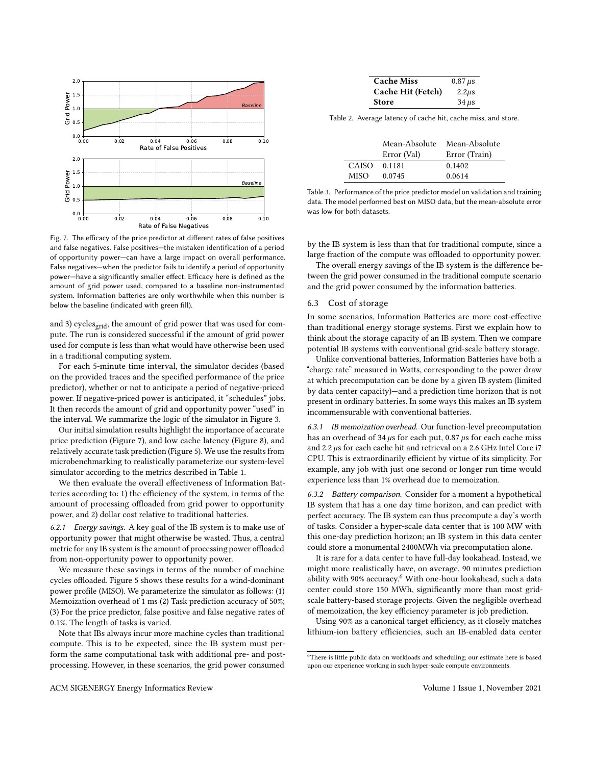Fig. 7. The efficacy of the price predictor at different rates of false positives and false negatives. False positives—the mistaken identification of a period of opportunity power—can have a large impact on overall performance. False negatives—when the predictor fails to identify a period of opportunity power—have a significantly smaller effect. Efficacy here is defined as the amount of grid power used, compared to a baseline non-instrumented system. Information batteries are only worthwhile when this number is below the baseline (indicated with green fill).

and 3) $\text{cycles}_{\text{grid}}$, the amount of grid power that was used for compute. The run is considered successful if the amount of grid power used for compute is less than what would have otherwise been used in a traditional computing system.

For each 5-minute time interval, the simulator decides (based on the provided traces and the specified performance of the price predictor), whether or not to anticipate a period of negative-priced power. If negative-priced power is anticipated, it "schedules" jobs. It then records the amount of grid and opportunity power "used" in the interval. We summarize the logic of the simulator in Figure 3.

Our initial simulation results highlight the importance of accurate price prediction (Figure 7), and low cache latency (Figure 8), and relatively accurate task prediction (Figure 5). We use the results from microbenchmarking to realistically parameterize our system-level simulator according to the metrics described in Table 1.

We then evaluate the overall effectiveness of Information Batteries according to: 1) the efficiency of the system, in terms of the amount of processing offloaded from grid power to opportunity power, and 2) dollar cost relative to traditional batteries.

*6.2.1 Energy savings.* A key goal of the IB system is to make use of opportunity power that might otherwise be wasted. Thus, a central metric for any IB system is the amount of processing power offloaded from non-opportunity power to opportunity power.

We measure these savings in terms of the number of machine cycles offloaded. Figure 5 shows these results for a wind-dominant power profile (MISO). We parameterize the simulator as follows: (1) Memoization overhead of 1 ms (2) Task prediction accuracy of 50%; (3) For the price predictor, false positive and false negative rates of 0.1%. The length of tasks is varied.

Note that IBs always incur more machine cycles than traditional compute. This is to be expected, since the IB system must perform the same computational task with additional pre- and post-processing. However, in these scenarios, the grid power consumed by the IB system is less than that for traditional compute, since a large fraction of the compute was offloaded to opportunity power.

The overall energy savings of the IB system is the difference between the grid power consumed in the traditional compute scenario and the grid power consumed by the information batteries.

| | |
|---|---|
| **Cache Miss** | 0.87 $\mu$s |
| **Cache Hit (Fetch)** | 2.2$\mu$s |
| **Store** | 34 $\mu$s |

Table 2. Average latency of cache hit, cache miss, and store.

| | Mean-Absolute Error (Val) | Mean-Absolute Error (Train) |
|---|---|---|
| CAISO | 0.1181 | 0.1402 |
| MISO | 0.0745 | 0.0614 |

Table 3. Performance of the price predictor model on validation and training data. The model performed best on MISO data, but the mean-absolute error was low for both datasets.

## 6.3 Cost of storage

In some scenarios, Information Batteries are more cost-effective than traditional energy storage systems. First we explain how to think about the storage capacity of an IB system. Then we compare potential IB systems with conventional grid-scale battery storage.

Unlike conventional batteries, Information Batteries have both a "charge rate" measured in Watts, corresponding to the power draw at which precomputation can be done by a given IB system (limited by data center capacity)—and a prediction time horizon that is not present in ordinary batteries. In some ways this makes an IB system incommensurable with conventional batteries.

*6.3.1 IB memoization overhead.* Our function-level precomputation has an overhead of 34 $\mu$s for each put, 0.87 $\mu$s for each cache miss and 2.2 $\mu$s for each cache hit and retrieval on a 2.6 GHz Intel Core i7 CPU. This is extraordinarily efficient by virtue of its simplicity. For example, any job with just one second or longer run time would experience less than 1% overhead due to memoization.

*6.3.2 Battery comparison.* Consider for a moment a hypothetical IB system that has a one day time horizon, and can predict with perfect accuracy. The IB system can thus precompute a day's worth of tasks. Consider a hyper-scale data center that is 100 MW with this one-day prediction horizon; an IB system in this data center could store a monumental 2400MWh via precomputation alone.

It is rare for a data center to have full-day lookahead. Instead, we might more realistically have, on average, 90 minutes prediction ability with 90% accuracy.[6] With one-hour lookahead, such a data center could store 150 MWh, significantly more than most grid-scale battery-based storage projects. Given the negligible overhead of memoization, the key efficiency parameter is job prediction.

Using 90% as a canonical target efficiency, as it closely matches lithium-ion battery efficiencies, such an IB-enabled data center

[6] There is little public data on workloads and scheduling; our estimate here is based upon our experience working in such hyper-scale compute environments.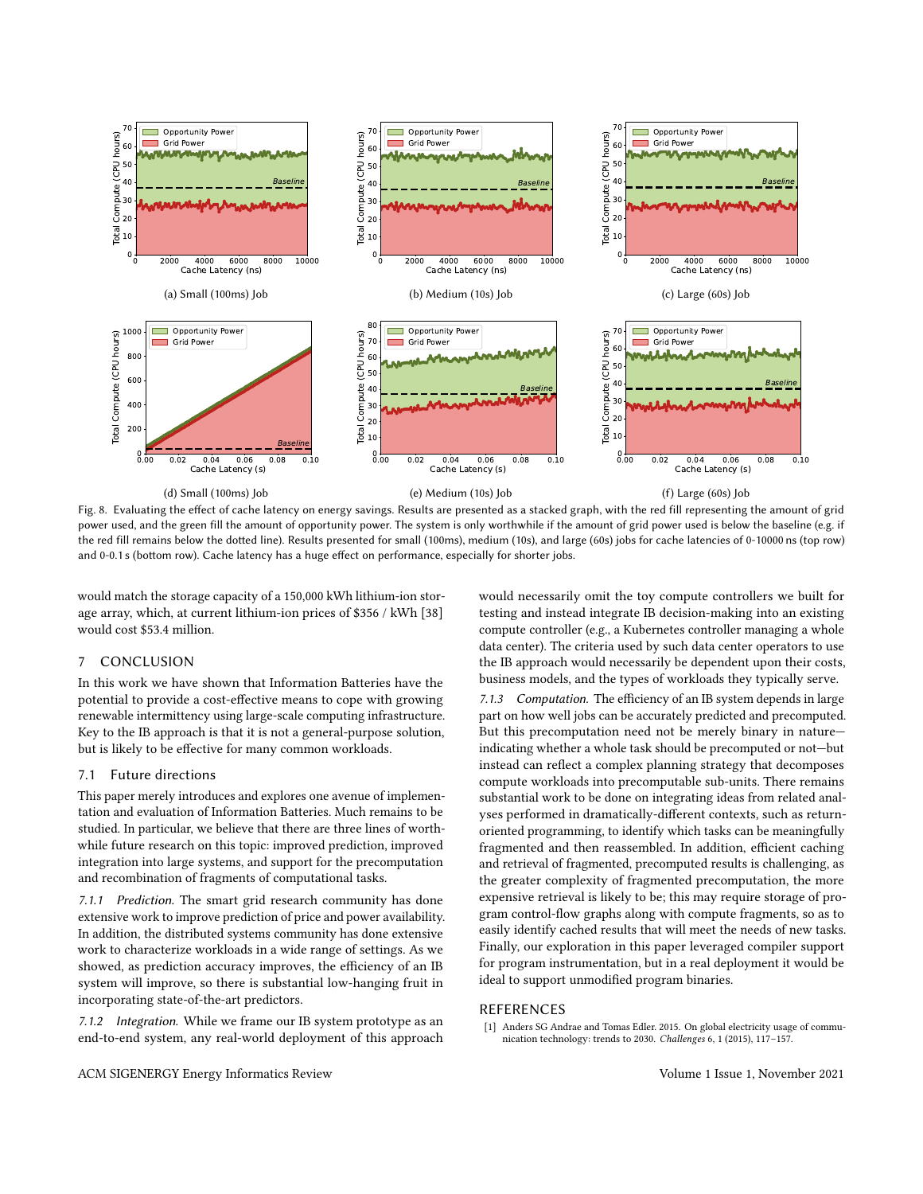Fig. 8. Evaluating the effect of cache latency on energy savings. Results are presented as a stacked graph, with the red fill representing the amount of grid power used, and the green fill the amount of opportunity power. The system is only worthwhile if the amount of grid power used is below the baseline (e.g. if the red fill remains below the dotted line). Results presented for small (100ms), medium (10s), and large (60s) jobs for cache latencies of 0-10000 ns (top row) and 0-0.1 s (bottom row). Cache latency has a huge effect on performance, especially for shorter jobs.

would match the storage capacity of a 150,000 kWh lithium-ion storage array, which, at current lithium-ion prices of $356 / kWh [38] would cost $53.4 million.

## 7 CONCLUSION

In this work we have shown that Information Batteries have the potential to provide a cost-effective means to cope with growing renewable intermittency using large-scale computing infrastructure. Key to the IB approach is that it is not a general-purpose solution, but is likely to be effective for many common workloads.

### 7.1 Future directions

This paper merely introduces and explores one avenue of implementation and evaluation of Information Batteries. Much remains to be studied. In particular, we believe that there are three lines of worthwhile future research on this topic: improved prediction, improved integration into large systems, and support for the precomputation and recombination of fragments of computational tasks.

*7.1.1 Prediction.* The smart grid research community has done extensive work to improve prediction of price and power availability. In addition, the distributed systems community has done extensive work to characterize workloads in a wide range of settings. As we showed, as prediction accuracy improves, the efficiency of an IB system will improve, so there is substantial low-hanging fruit in incorporating state-of-the-art predictors.

*7.1.2 Integration.* While we frame our IB system prototype as an end-to-end system, any real-world deployment of this approach would necessarily omit the toy compute controllers we built for testing and instead integrate IB decision-making into an existing compute controller (e.g., a Kubernetes controller managing a whole data center). The criteria used by such data center operators to use the IB approach would necessarily be dependent upon their costs, business models, and the types of workloads they typically serve.

*7.1.3 Computation.* The efficiency of an IB system depends in large part on how well jobs can be accurately predicted and precomputed. But this precomputation need not be merely binary in nature—indicating whether a whole task should be precomputed or not—but instead can reflect a complex planning strategy that decomposes compute workloads into precomputable sub-units. There remains substantial work to be done on integrating ideas from related analyses performed in dramatically-different contexts, such as return-oriented programming, to identify which tasks can be meaningfully fragmented and then reassembled. In addition, efficient caching and retrieval of fragmented, precomputed results is challenging, as the greater complexity of fragmented precomputation, the more expensive retrieval is likely to be; this may require storage of program control-flow graphs along with compute fragments, so as to easily identify cached results that will meet the needs of new tasks. Finally, our exploration in this paper leveraged compiler support for program instrumentation, but in a real deployment it would be ideal to support unmodified program binaries.

## REFERENCES

[1] Anders SG Andrae and Tomas Edler. 2015. On global electricity usage of communication technology: trends to 2030. *Challenges* 6, 1 (2015), 117–157.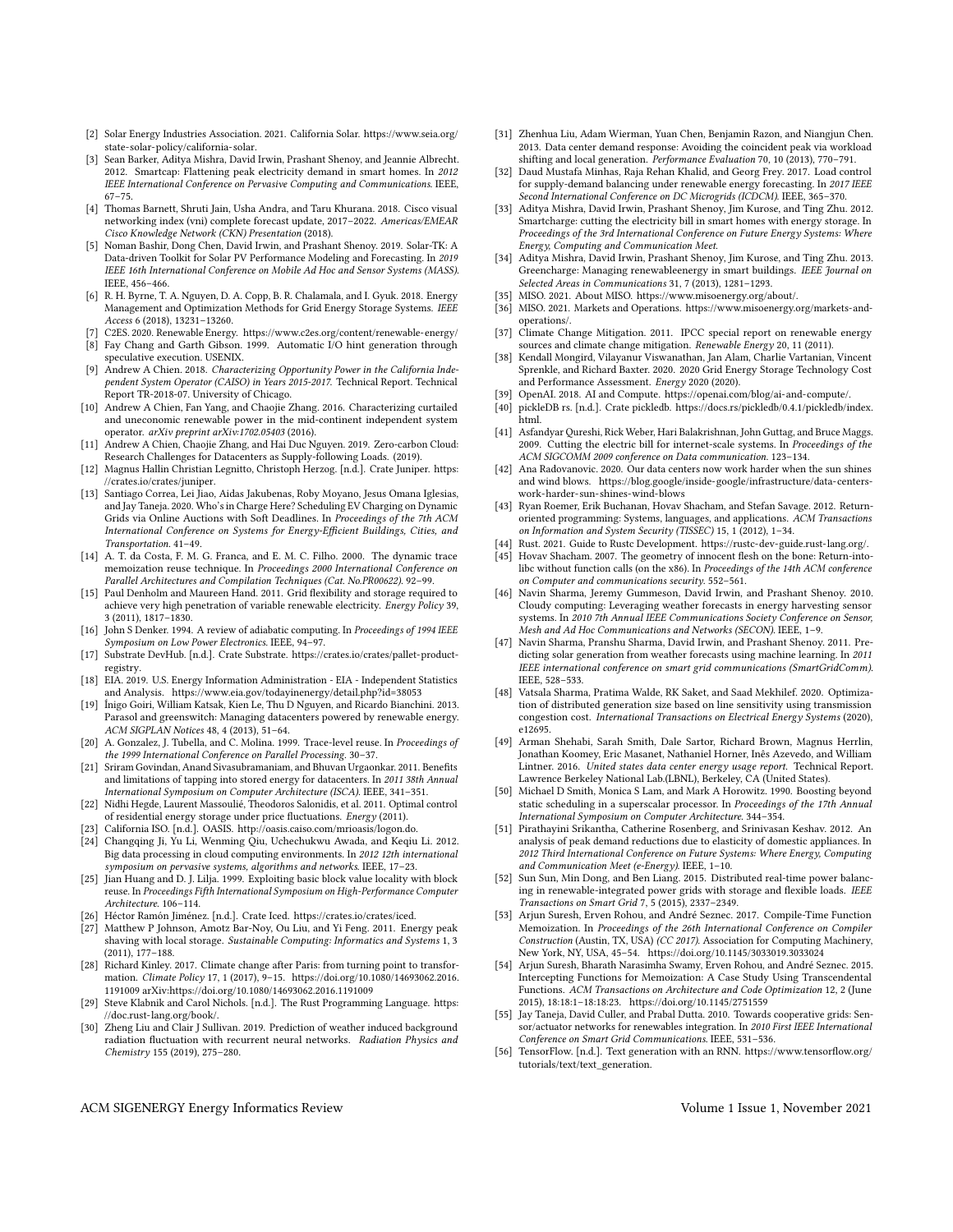[2] Solar Energy Industries Association. 2021. California Solar. https://www.seia.org/state-solar-policy/california-solar.

[3] Sean Barker, Aditya Mishra, David Irwin, Prashant Shenoy, and Jeannie Albrecht. 2012. Smartcap: Flattening peak electricity demand in smart homes. In *2012 IEEE International Conference on Pervasive Computing and Communications*. IEEE, 67–75.

[4] Thomas Barnett, Shruti Jain, Usha Andra, and Taru Khurana. 2018. Cisco visual networking index (vni) complete forecast update, 2017–2022. *Americas/EMEAR Cisco Knowledge Network (CKN) Presentation* (2018).

[5] Noman Bashir, Dong Chen, David Irwin, and Prashant Shenoy. 2019. Solar-TK: A Data-driven Toolkit for Solar PV Performance Modeling and Forecasting. In *2019 IEEE 16th International Conference on Mobile Ad Hoc and Sensor Systems (MASS)*. IEEE, 456–466.

[6] R. H. Byrne, T. A. Nguyen, D. A. Copp, B. R. Chalamala, and I. Gyuk. 2018. Energy Management and Optimization Methods for Grid Energy Storage Systems. *IEEE Access* 6 (2018), 13231–13260.

[7] C2ES. 2020. Renewable Energy. https://www.c2es.org/content/renewable-energy/

[8] Fay Chang and Garth Gibson. 1999. Automatic I/O hint generation through speculative execution. USENIX.

[9] Andrew A Chien. 2018. *Characterizing Opportunity Power in the California Independent System Operator (CAISO) in Years 2015-2017.* Technical Report. Technical Report TR-2018-07. University of Chicago.

[10] Andrew A Chien, Fan Yang, and Chaojie Zhang. 2016. Characterizing curtailed and uneconomic renewable power in the mid-continent independent system operator. *arXiv preprint arXiv:1702.05403* (2016).

[11] Andrew A Chien, Chaojie Zhang, and Hai Duc Nguyen. 2019. Zero-carbon Cloud: Research Challenges for Datacenters as Supply-following Loads. (2019).

[12] Magnus Hallin Christian Legnitto, Christoph Herzog. [n.d.]. Crate Juniper. https://crates.io/crates/juniper.

[13] Santiago Correa, Lei Jiao, Aidas Jakubenas, Roby Moyano, Jesus Omana Iglesias, and Jay Taneja. 2020. Who's in Charge Here? Scheduling EV Charging on Dynamic Grids via Online Auctions with Soft Deadlines. In *Proceedings of the 7th ACM International Conference on Systems for Energy-Efficient Buildings, Cities, and Transportation*. 41–49.

[14] A. T. da Costa, F. M. G. Franca, and E. M. C. Filho. 2000. The dynamic trace memoization reuse technique. In *Proceedings 2000 International Conference on Parallel Architectures and Compilation Techniques (Cat. No.PR00622)*. 92–99.

[15] Paul Denholm and Maureen Hand. 2011. Grid flexibility and storage required to achieve very high penetration of variable renewable electricity. *Energy Policy* 39, 3 (2011), 1817–1830.

[16] John S Denker. 1994. A review of adiabatic computing. In *Proceedings of 1994 IEEE Symposium on Low Power Electronics*. IEEE, 94–97.

[17] Substrate DevHub. [n.d.]. Crate Substrate. https://crates.io/crates/pallet-product-registry.

[18] EIA. 2019. U.S. Energy Information Administration - EIA - Independent Statistics and Analysis. https://www.eia.gov/todayinenergy/detail.php?id=38053

[19] Íñigo Goiri, William Katsak, Kien Le, Thu D Nguyen, and Ricardo Bianchini. 2013. Parasol and greenswitch: Managing datacenters powered by renewable energy. *ACM SIGPLAN Notices* 48, 4 (2013), 51–64.

[20] A. Gonzalez, J. Tubella, and C. Molina. 1999. Trace-level reuse. In *Proceedings of the 1999 International Conference on Parallel Processing*. 30–37.

[21] Sriram Govindan, Anand Sivasubramaniam, and Bhuvan Urgaonkar. 2011. Benefits and limitations of tapping into stored energy for datacenters. In *2011 38th Annual International Symposium on Computer Architecture (ISCA)*. IEEE, 341–351.

[22] Nidhi Hegde, Laurent Massoulié, Theodoros Salonidis, et al. 2011. Optimal control of residential energy storage under price fluctuations. *Energy* (2011).

[23] California ISO. [n.d.]. OASIS. http://oasis.caiso.com/mrioasis/logon.do.

[24] Changqing Ji, Yu Li, Wenming Qiu, Uchechukwu Awada, and Keqiu Li. 2012. Big data processing in cloud computing environments. In *2012 12th international symposium on pervasive systems, algorithms and networks*. IEEE, 17–23.

[25] Jian Huang and D. J. Lilja. 1999. Exploiting basic block value locality with block reuse. In *Proceedings Fifth International Symposium on High-Performance Computer Architecture*. 106–114.

[26] Héctor Ramón Jiménez. [n.d.]. Crate Iced. https://crates.io/crates/iced.

[27] Matthew P Johnson, Amotz Bar-Noy, Ou Liu, and Yi Feng. 2011. Energy peak shaving with local storage. *Sustainable Computing: Informatics and Systems* 1, 3 (2011), 177–188.

[28] Richard Kinley. 2017. Climate change after Paris: from turning point to transformation. *Climate Policy* 17, 1 (2017), 9–15. https://doi.org/10.1080/14693062.2016.1191009 arXiv:https://doi.org/10.1080/14693062.2016.1191009

[29] Steve Klabnik and Carol Nichols. [n.d.]. The Rust Programming Language. https://doc.rust-lang.org/book/.

[30] Zheng Liu and Clair J Sullivan. 2019. Prediction of weather induced background radiation fluctuation with recurrent neural networks. *Radiation Physics and Chemistry* 155 (2019), 275–280.

[31] Zhenhua Liu, Adam Wierman, Yuan Chen, Benjamin Razon, and Niangjun Chen. 2013. Data center demand response: Avoiding the coincident peak via workload shifting and local generation. *Performance Evaluation* 70, 10 (2013), 770–791.

[32] Daud Mustafa Minhas, Raja Rehan Khalid, and Georg Frey. 2017. Load control for supply-demand balancing under renewable energy forecasting. In *2017 IEEE Second International Conference on DC Microgrids (ICDCM)*. IEEE, 365–370.

[33] Aditya Mishra, David Irwin, Prashant Shenoy, Jim Kurose, and Ting Zhu. 2012. Smartcharge: cutting the electricity bill in smart homes with energy storage. In *Proceedings of the 3rd International Conference on Future Energy Systems: Where Energy, Computing and Communication Meet*.

[34] Aditya Mishra, David Irwin, Prashant Shenoy, Jim Kurose, and Ting Zhu. 2013. Greencharge: Managing renewableenergy in smart buildings. *IEEE Journal on Selected Areas in Communications* 31, 7 (2013), 1281–1293.

[35] MISO. 2021. About MISO. https://www.misoenergy.org/about/.

[36] MISO. 2021. Markets and Operations. https://www.misoenergy.org/markets-and-operations/.

[37] Climate Change Mitigation. 2011. IPCC special report on renewable energy sources and climate change mitigation. *Renewable Energy* 20, 11 (2011).

[38] Kendall Mongird, Vilayanur Viswanathan, Jan Alam, Charlie Vartanian, Vincent Sprenkle, and Richard Baxter. 2020. 2020 Grid Energy Storage Technology Cost and Performance Assessment. *Energy* 2020 (2020).

[39] OpenAI. 2018. AI and Compute. https://openai.com/blog/ai-and-compute/.

[40] pickleDB rs. [n.d.]. Crate pickledb. https://docs.rs/pickledb/0.4.1/pickledb/index.html.

[41] Asfandyar Qureshi, Rick Weber, Hari Balakrishnan, John Guttag, and Bruce Maggs. 2009. Cutting the electric bill for internet-scale systems. In *Proceedings of the ACM SIGCOMM 2009 conference on Data communication*. 123–134.

[42] Ana Radovanovic. 2020. Our data centers now work harder when the sun shines and wind blows. https://blog.google/inside-google/infrastructure/data-centers-work-harder-sun-shines-wind-blows

[43] Ryan Roemer, Erik Buchanan, Hovav Shacham, and Stefan Savage. 2012. Return-oriented programming: Systems, languages, and applications. *ACM Transactions on Information and System Security (TISSEC)* 15, 1 (2012), 1–34.

[44] Rust. 2021. Guide to Rustc Development. https://rustc-dev-guide.rust-lang.org/.

[45] Hovav Shacham. 2007. The geometry of innocent flesh on the bone: Return-into-libc without function calls (on the x86). In *Proceedings of the 14th ACM conference on Computer and communications security*. 552–561.

[46] Navin Sharma, Jeremy Gummeson, David Irwin, and Prashant Shenoy. 2010. Cloudy computing: Leveraging weather forecasts in energy harvesting sensor systems. In *2010 7th Annual IEEE Communications Society Conference on Sensor, Mesh and Ad Hoc Communications and Networks (SECON)*. IEEE, 1–9.

[47] Navin Sharma, Pranshu Sharma, David Irwin, and Prashant Shenoy. 2011. Predicting solar generation from weather forecasts using machine learning. In *2011 IEEE international conference on smart grid communications (SmartGridComm)*. IEEE, 528–533.

[48] Vatsala Sharma, Pratima Walde, RK Saket, and Saad Mekhilef. 2020. Optimization of distributed generation size based on line sensitivity using transmission congestion cost. *International Transactions on Electrical Energy Systems* (2020), e12695.

[49] Arman Shehabi, Sarah Smith, Dale Sartor, Richard Brown, Magnus Herrlin, Jonathan Koomey, Eric Masanet, Nathaniel Horner, Inês Azevedo, and William Lintner. 2016. *United states data center energy usage report.* Technical Report. Lawrence Berkeley National Lab.(LBNL), Berkeley, CA (United States).

[50] Michael D Smith, Monica S Lam, and Mark A Horowitz. 1990. Boosting beyond static scheduling in a superscalar processor. In *Proceedings of the 17th Annual International Symposium on Computer Architecture*. 344–354.

[51] Pirathayini Srikantha, Catherine Rosenberg, and Srinivasan Keshav. 2012. An analysis of peak demand reductions due to elasticity of domestic appliances. In *2012 Third International Conference on Future Systems: Where Energy, Computing and Communication Meet (e-Energy)*. IEEE, 1–10.

[52] Sun Sun, Min Dong, and Ben Liang. 2015. Distributed real-time power balancing in renewable-integrated power grids with storage and flexible loads. *IEEE Transactions on Smart Grid* 7, 5 (2015), 2337–2349.

[53] Arjun Suresh, Erven Rohou, and André Seznec. 2017. Compile-Time Function Memoization. In *Proceedings of the 26th International Conference on Compiler Construction* (Austin, TX, USA) *(CC 2017)*. Association for Computing Machinery, New York, NY, USA, 45–54. https://doi.org/10.1145/3033019.3033024

[54] Arjun Suresh, Bharath Narasimha Swamy, Erven Rohou, and André Seznec. 2015. Intercepting Functions for Memoization: A Case Study Using Transcendental Functions. *ACM Transactions on Architecture and Code Optimization* 12, 2 (June 2015), 18:18:1–18:18:23. https://doi.org/10.1145/2751559

[55] Jay Taneja, David Culler, and Prabal Dutta. 2010. Towards cooperative grids: Sensor/actuator networks for renewables integration. In *2010 First IEEE International Conference on Smart Grid Communications*. IEEE, 531–536.

[56] TensorFlow. [n.d.]. Text generation with an RNN. https://www.tensorflow.org/tutorials/text/text_generation.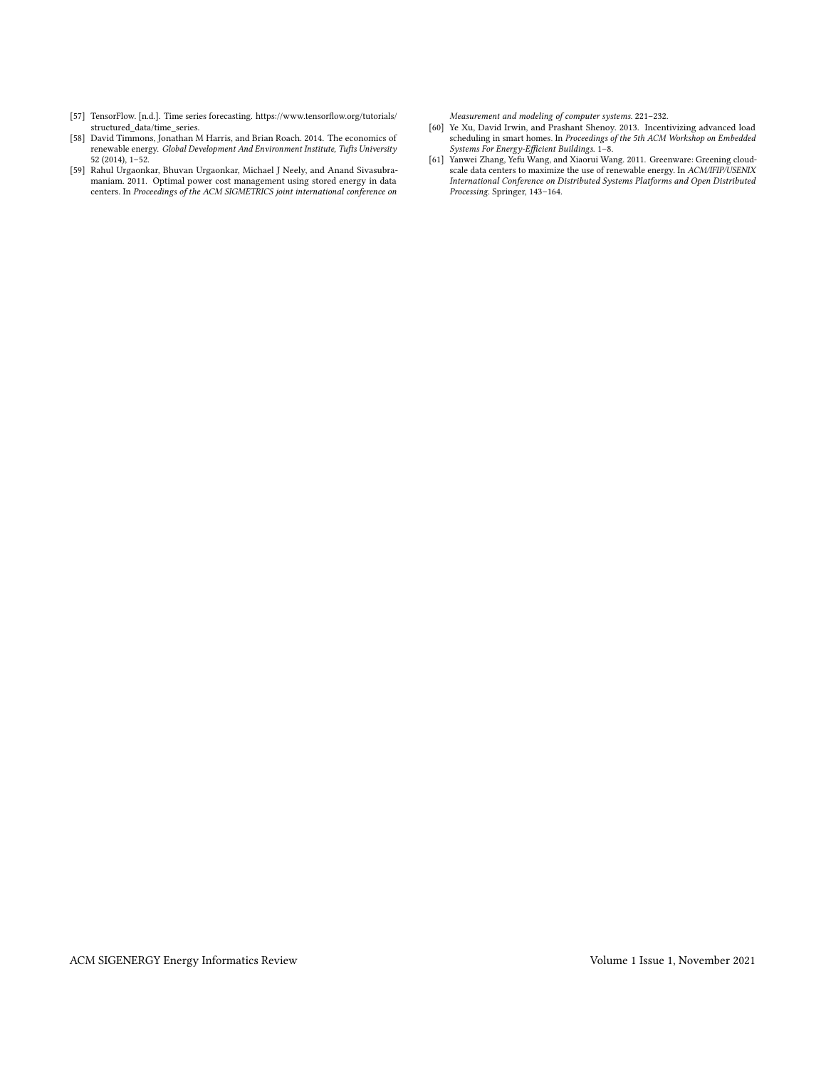- [57] TensorFlow. [n.d.]. Time series forecasting. https://www.tensorflow.org/tutorials/structured_data/time_series.
- [58] David Timmons, Jonathan M Harris, and Brian Roach. 2014. The economics of renewable energy. *Global Development And Environment Institute, Tufts University* 52 (2014), 1–52.
- [59] Rahul Urgaonkar, Bhuvan Urgaonkar, Michael J Neely, and Anand Sivasubramaniam. 2011. Optimal power cost management using stored energy in data centers. In *Proceedings of the ACM SIGMETRICS joint international conference on Measurement and modeling of computer systems*. 221–232.
- [60] Ye Xu, David Irwin, and Prashant Shenoy. 2013. Incentivizing advanced load scheduling in smart homes. In *Proceedings of the 5th ACM Workshop on Embedded Systems For Energy-Efficient Buildings*. 1–8.
- [61] Yanwei Zhang, Yefu Wang, and Xiaorui Wang. 2011. Greenware: Greening cloud-scale data centers to maximize the use of renewable energy. In *ACM/IFIP/USENIX International Conference on Distributed Systems Platforms and Open Distributed Processing*. Springer, 143–164.